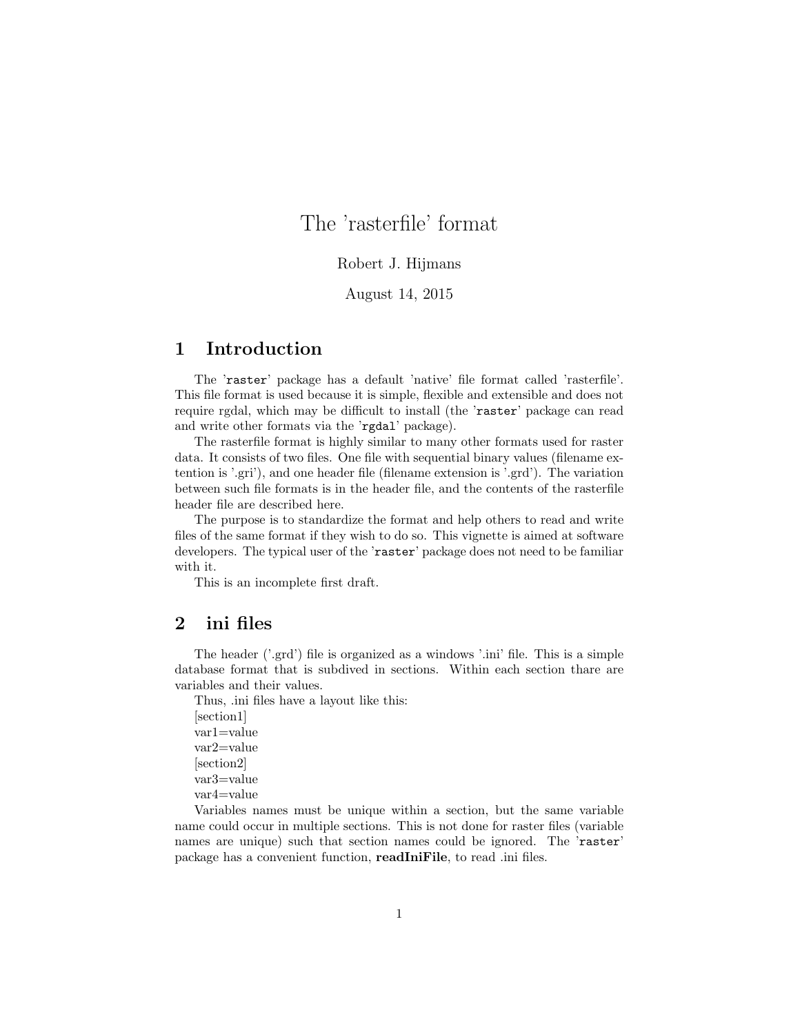# The 'rasterfile' format

Robert J. Hijmans

August 14, 2015

## 1 Introduction

The 'raster' package has a default 'native' file format called 'rasterfile'. This file format is used because it is simple, flexible and extensible and does not require rgdal, which may be difficult to install (the 'raster' package can read and write other formats via the 'rgdal' package).

The rasterfile format is highly similar to many other formats used for raster data. It consists of two files. One file with sequential binary values (filename extention is '.gri'), and one header file (filename extension is '.grd'). The variation between such file formats is in the header file, and the contents of the rasterfile header file are described here.

The purpose is to standardize the format and help others to read and write files of the same format if they wish to do so. This vignette is aimed at software developers. The typical user of the 'raster' package does not need to be familiar with it.

This is an incomplete first draft.

## 2 ini files

The header ('.grd') file is organized as a windows '.ini' file. This is a simple database format that is subdived in sections. Within each section thare are variables and their values.

Thus, .ini files have a layout like this:

[section1]
var1=value
var2=value
[section2]
var3=value
var4=value

Variables names must be unique within a section, but the same variable name could occur in multiple sections. This is not done for raster files (variable names are unique) such that section names could be ignored. The 'raster' package has a convenient function, **readIniFile**, to read .ini files.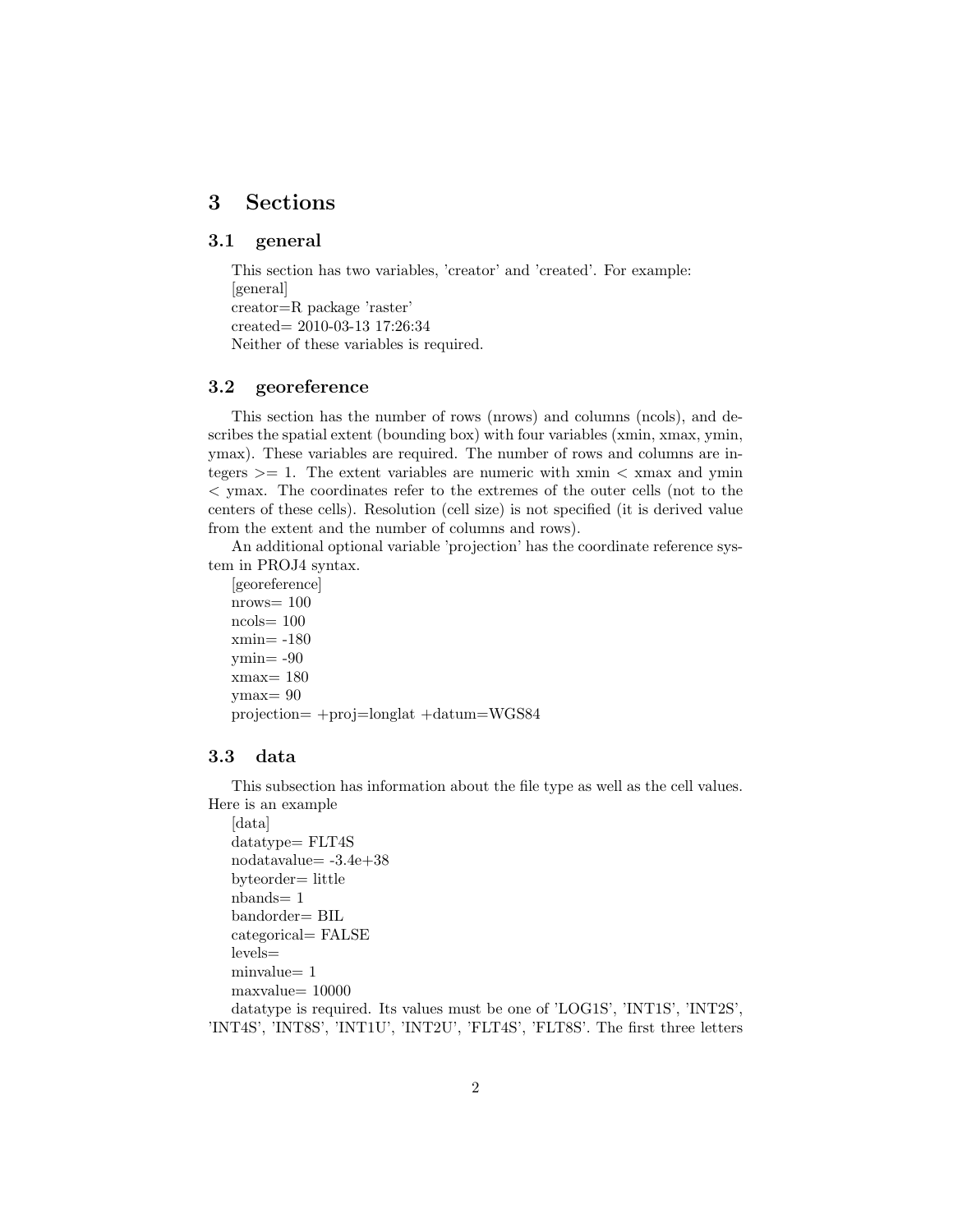# 3 Sections

## 3.1 general

This section has two variables, 'creator' and 'created'. For example:
[general]
creator=R package 'raster'
created= 2010-03-13 17:26:34
Neither of these variables is required.

## 3.2 georeference

This section has the number of rows (nrows) and columns (ncols), and describes the spatial extent (bounding box) with four variables (xmin, xmax, ymin, ymax). These variables are required. The number of rows and columns are integers >= 1. The extent variables are numeric with xmin < xmax and ymin < ymax. The coordinates refer to the extremes of the outer cells (not to the centers of these cells). Resolution (cell size) is not specified (it is derived value from the extent and the number of columns and rows).

An additional optional variable 'projection' has the coordinate reference system in PROJ4 syntax.

[georeference]
nrows= 100
ncols= 100
xmin= -180
ymin= -90
xmax= 180
ymax= 90
projection= +proj=longlat +datum=WGS84

## 3.3 data

This subsection has information about the file type as well as the cell values. Here is an example

[data]
datatype= FLT4S
nodatavalue= -3.4e+38
byteorder= little
nbands= 1
bandorder= BIL
categorical= FALSE
levels=
minvalue= 1
maxvalue= 10000

datatype is required. Its values must be one of 'LOG1S', 'INT1S', 'INT2S', 'INT4S', 'INT8S', 'INT1U', 'INT2U', 'FLT4S', 'FLT8S'. The first three letters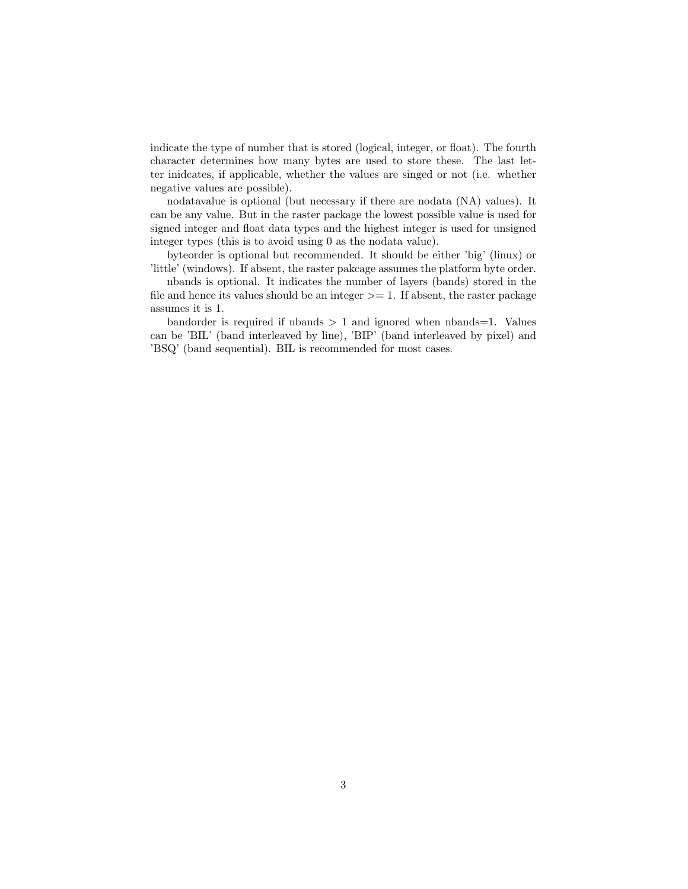indicate the type of number that is stored (logical, integer, or float). The fourth character determines how many bytes are used to store these. The last letter inidcates, if applicable, whether the values are singed or not (i.e. whether negative values are possible).

nodatavalue is optional (but necessary if there are nodata (NA) values). It can be any value. But in the raster package the lowest possible value is used for signed integer and float data types and the highest integer is used for unsigned integer types (this is to avoid using 0 as the nodata value).

byteorder is optional but recommended. It should be either 'big' (linux) or 'little' (windows). If absent, the raster pakcage assumes the platform byte order.

nbands is optional. It indicates the number of layers (bands) stored in the file and hence its values should be an integer >= 1. If absent, the raster package assumes it is 1.

bandorder is required if nbands > 1 and ignored when nbands=1. Values can be 'BIL' (band interleaved by line), 'BIP' (band interleaved by pixel) and 'BSQ' (band sequential). BIL is recommended for most cases.